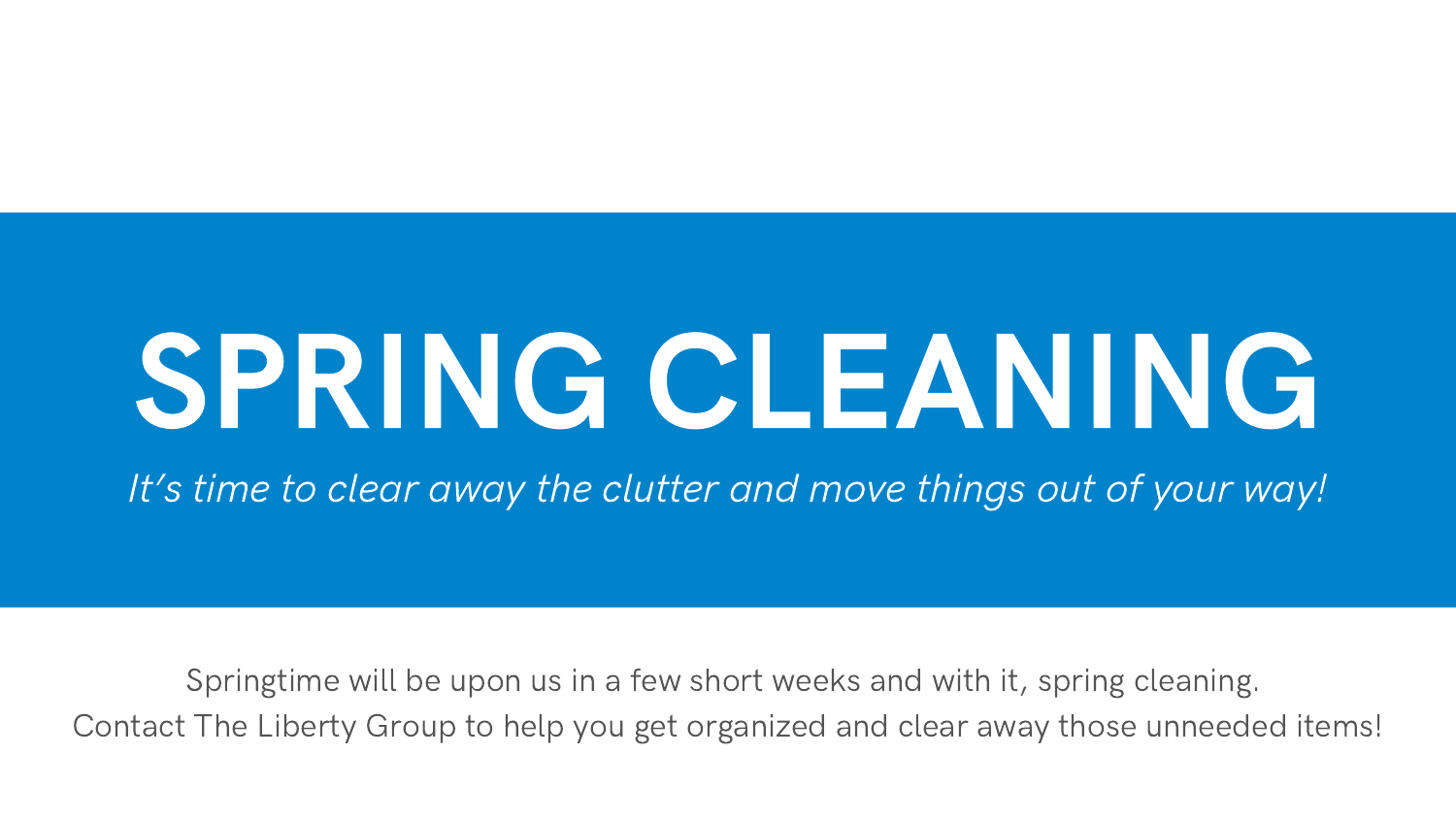# SPRING CLEANING

*It's time to clear away the clutter and move things out of your way!*

Springtime will be upon us in a few short weeks and with it, spring cleaning.
Contact The Liberty Group to help you get organized and clear away those unneeded items!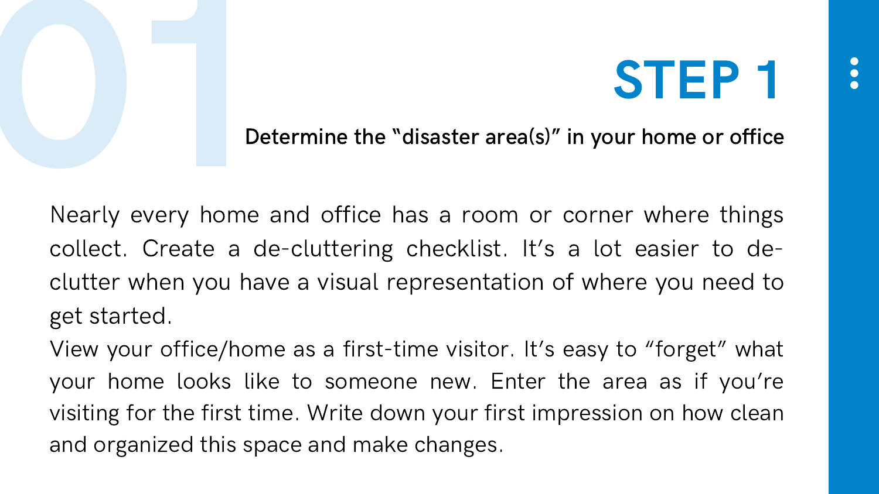# STEP 1

**Determine the "disaster area(s)" in your home or office**

Nearly every home and office has a room or corner where things collect. Create a de-cluttering checklist. It's a lot easier to de-clutter when you have a visual representation of where you need to get started.

View your office/home as a first-time visitor. It's easy to "forget" what your home looks like to someone new. Enter the area as if you're visiting for the first time. Write down your first impression on how clean and organized this space and make changes.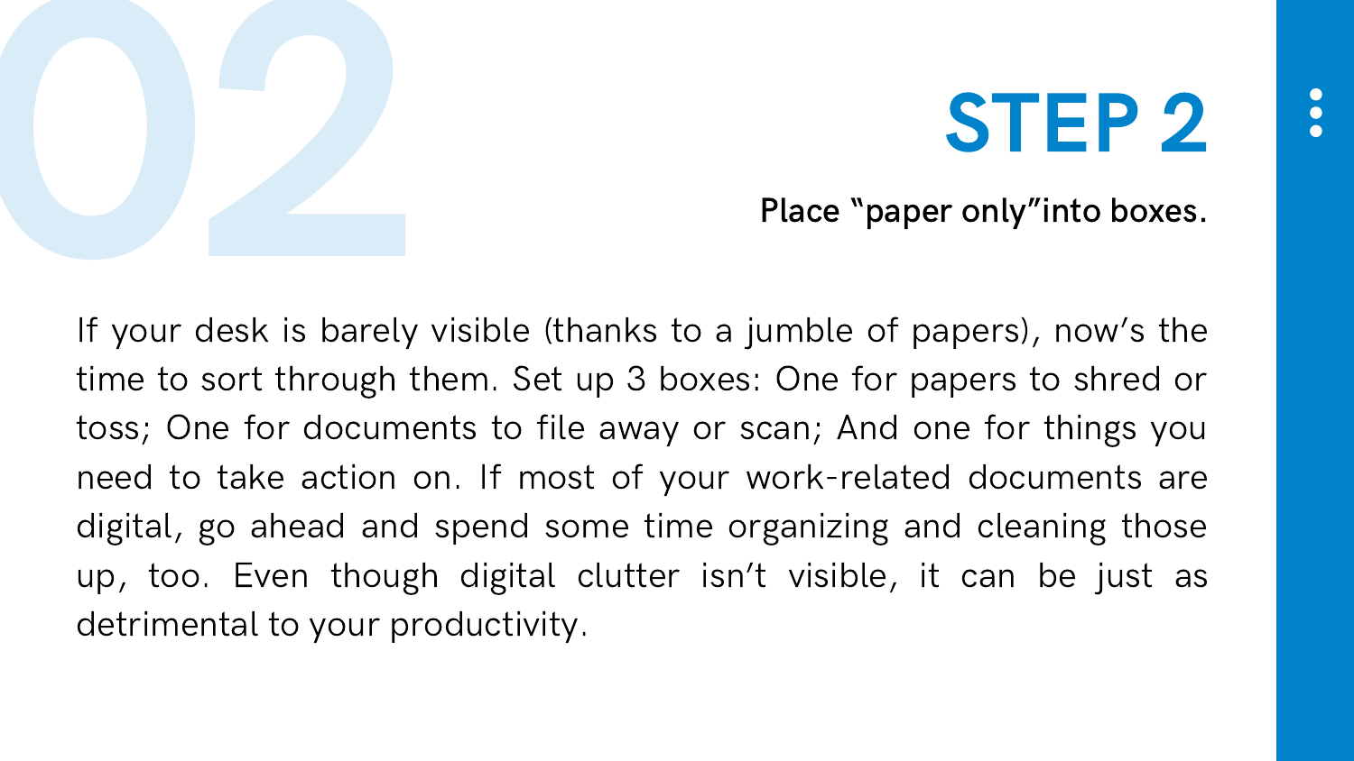# STEP 2

**Place "paper only"into boxes.**

If your desk is barely visible (thanks to a jumble of papers), now's the time to sort through them. Set up 3 boxes: One for papers to shred or toss; One for documents to file away or scan; And one for things you need to take action on. If most of your work-related documents are digital, go ahead and spend some time organizing and cleaning those up, too. Even though digital clutter isn't visible, it can be just as detrimental to your productivity.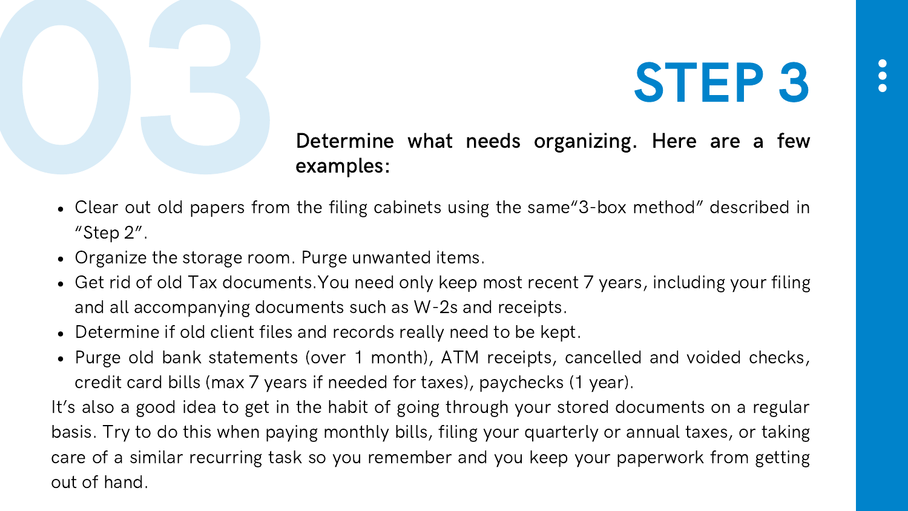# STEP 3

**Determine what needs organizing. Here are a few examples:**

- Clear out old papers from the filing cabinets using the same“3-box method” described in “Step 2”.
- Organize the storage room. Purge unwanted items.
- Get rid of old Tax documents.You need only keep most recent 7 years, including your filing and all accompanying documents such as W-2s and receipts.
- Determine if old client files and records really need to be kept.
- Purge old bank statements (over 1 month), ATM receipts, cancelled and voided checks, credit card bills (max 7 years if needed for taxes), paychecks (1 year).

It’s also a good idea to get in the habit of going through your stored documents on a regular basis. Try to do this when paying monthly bills, filing your quarterly or annual taxes, or taking care of a similar recurring task so you remember and you keep your paperwork from getting out of hand.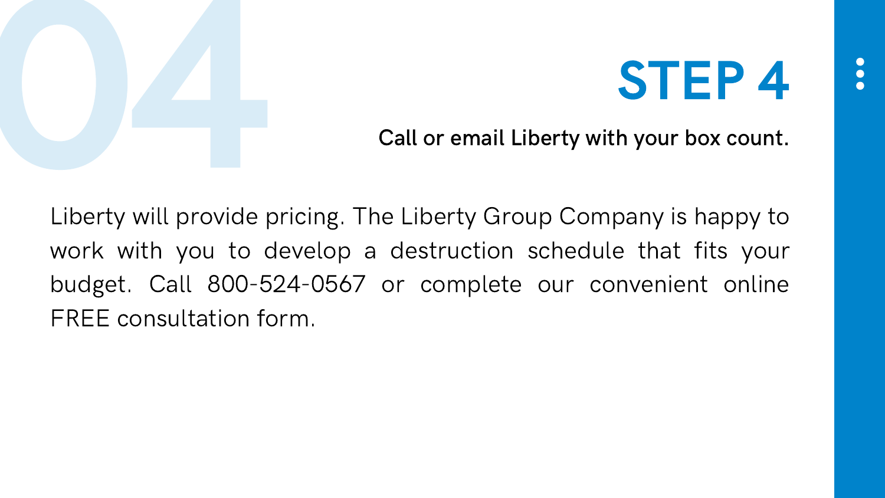# STEP 4

**Call or email Liberty with your box count.**

Liberty will provide pricing. The Liberty Group Company is happy to work with you to develop a destruction schedule that fits your budget. Call 800-524-0567 or complete our convenient online FREE consultation form.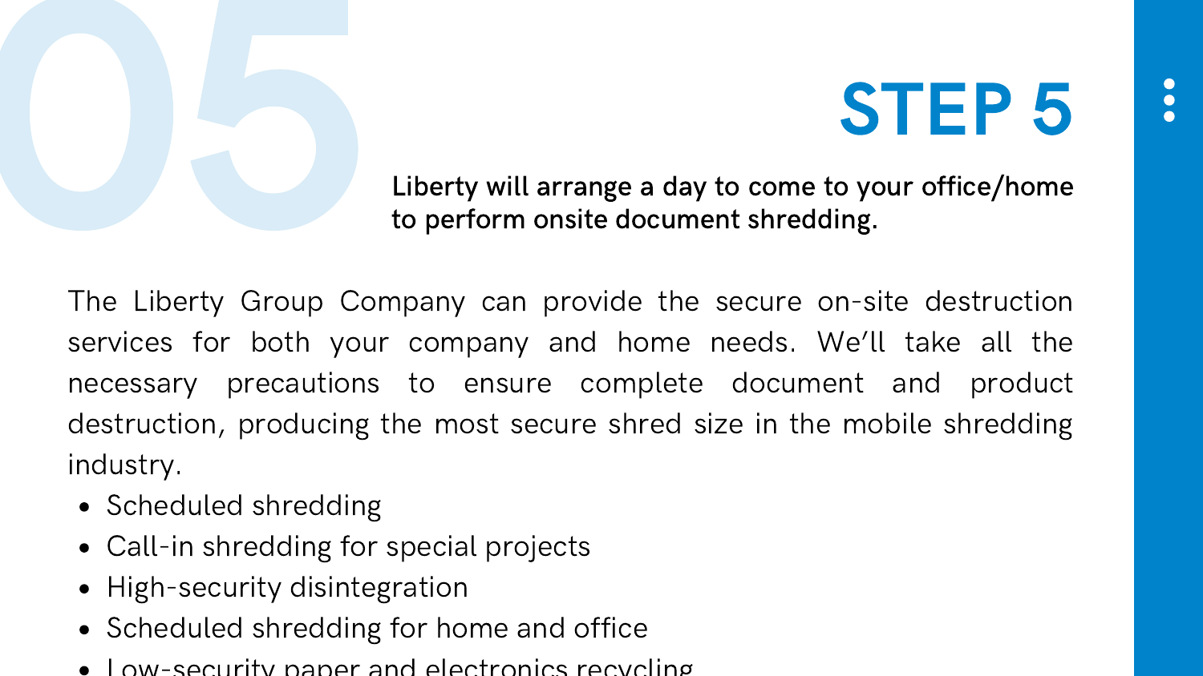# STEP 5

**Liberty will arrange a day to come to your office/home to perform onsite document shredding.**

The Liberty Group Company can provide the secure on-site destruction services for both your company and home needs. We'll take all the necessary precautions to ensure complete document and product destruction, producing the most secure shred size in the mobile shredding industry.

- Scheduled shredding
- Call-in shredding for special projects
- High-security disintegration
- Scheduled shredding for home and office
- Low-security paper and electronics recycling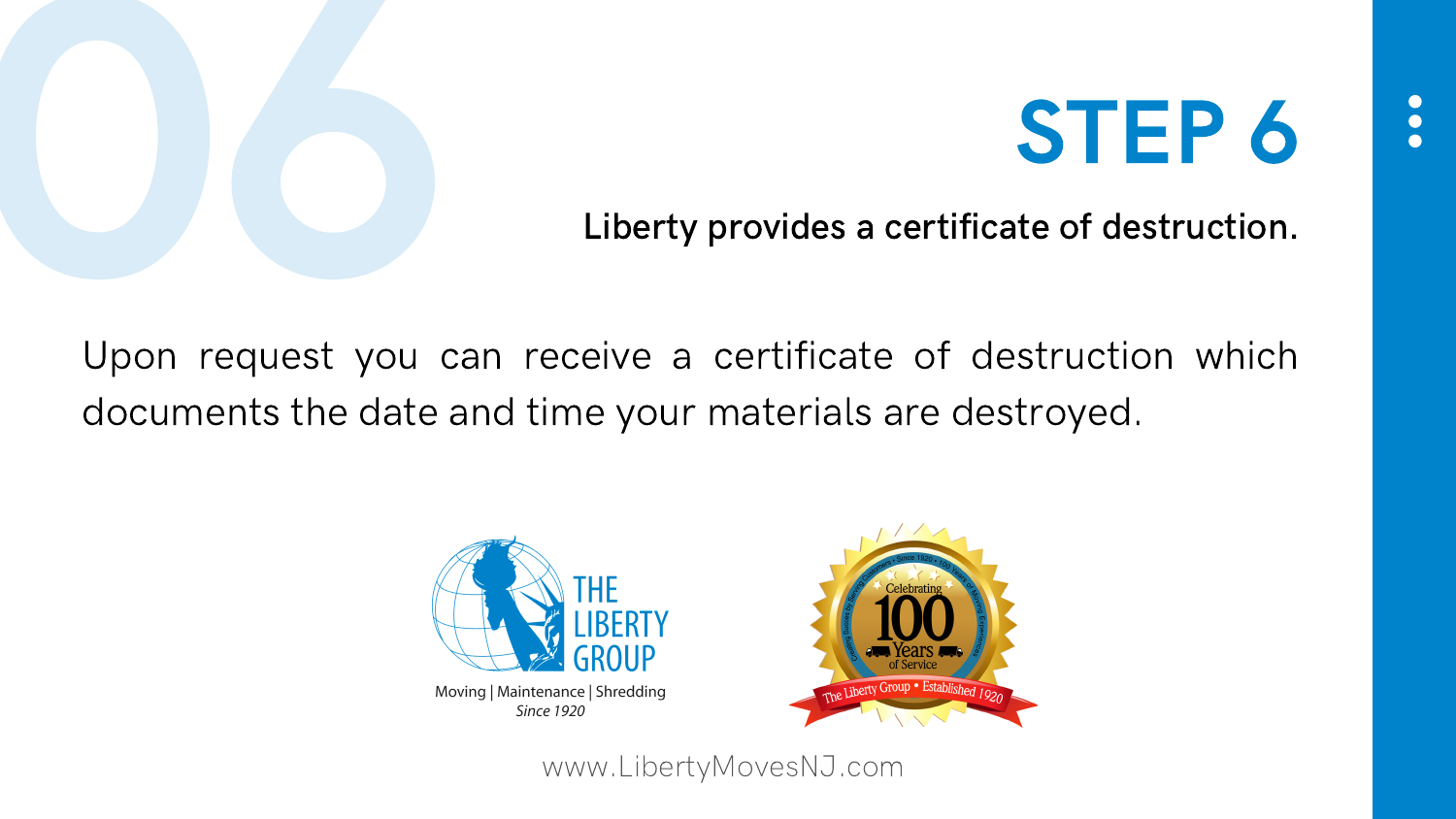# STEP 6

**Liberty provides a certificate of destruction.**

Upon request you can receive a certificate of destruction which documents the date and time your materials are destroyed.

THE LIBERTY GROUP

Moving | Maintenance | Shredding

*Since 1920*

www.LibertyMovesNJ.com